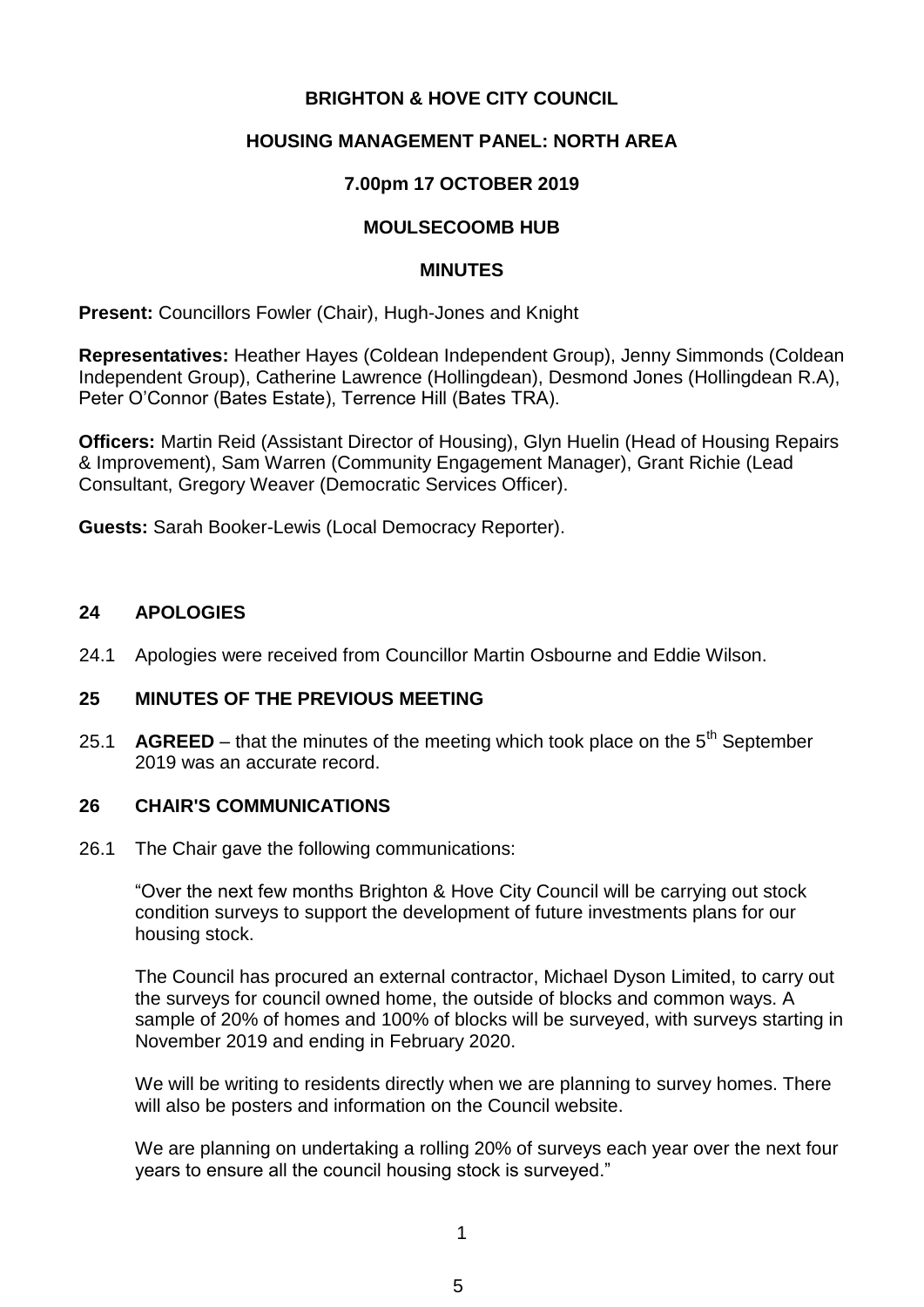**BRIGHTON & HOVE CITY COUNCIL**

**HOUSING MANAGEMENT PANEL: NORTH AREA**

**7.00pm 17 OCTOBER 2019**

**MOULSECOOMB HUB**

**MINUTES**

**Present:** Councillors Fowler (Chair), Hugh-Jones and Knight

**Representatives:** Heather Hayes (Coldean Independent Group), Jenny Simmonds (Coldean Independent Group), Catherine Lawrence (Hollingdean), Desmond Jones (Hollingdean R.A), Peter O'Connor (Bates Estate), Terrence Hill (Bates TRA).

**Officers:** Martin Reid (Assistant Director of Housing), Glyn Huelin (Head of Housing Repairs & Improvement), Sam Warren (Community Engagement Manager), Grant Richie (Lead Consultant, Gregory Weaver (Democratic Services Officer).

**Guests:** Sarah Booker-Lewis (Local Democracy Reporter).

## 24 APOLOGIES

24.1 Apologies were received from Councillor Martin Osbourne and Eddie Wilson.

## 25 MINUTES OF THE PREVIOUS MEETING

25.1 **AGREED** – that the minutes of the meeting which took place on the 5th September 2019 was an accurate record.

## 26 CHAIR'S COMMUNICATIONS

26.1 The Chair gave the following communications:

"Over the next few months Brighton & Hove City Council will be carrying out stock condition surveys to support the development of future investments plans for our housing stock.

The Council has procured an external contractor, Michael Dyson Limited, to carry out the surveys for council owned home, the outside of blocks and common ways. A sample of 20% of homes and 100% of blocks will be surveyed, with surveys starting in November 2019 and ending in February 2020.

We will be writing to residents directly when we are planning to survey homes. There will also be posters and information on the Council website.

We are planning on undertaking a rolling 20% of surveys each year over the next four years to ensure all the council housing stock is surveyed."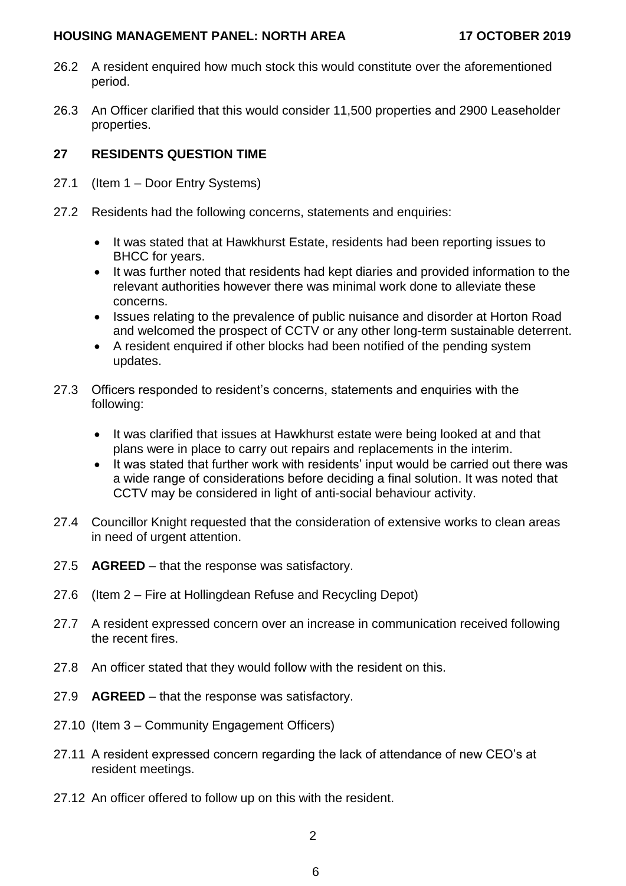26.2 A resident enquired how much stock this would constitute over the aforementioned period.

26.3 An Officer clarified that this would consider 11,500 properties and 2900 Leaseholder properties.

## 27 RESIDENTS QUESTION TIME

27.1 (Item 1 – Door Entry Systems)

27.2 Residents had the following concerns, statements and enquiries:

- It was stated that at Hawkhurst Estate, residents had been reporting issues to BHCC for years.
- It was further noted that residents had kept diaries and provided information to the relevant authorities however there was minimal work done to alleviate these concerns.
- Issues relating to the prevalence of public nuisance and disorder at Horton Road and welcomed the prospect of CCTV or any other long-term sustainable deterrent.
- A resident enquired if other blocks had been notified of the pending system updates.

27.3 Officers responded to resident's concerns, statements and enquiries with the following:

- It was clarified that issues at Hawkhurst estate were being looked at and that plans were in place to carry out repairs and replacements in the interim.
- It was stated that further work with residents' input would be carried out there was a wide range of considerations before deciding a final solution. It was noted that CCTV may be considered in light of anti-social behaviour activity.

27.4 Councillor Knight requested that the consideration of extensive works to clean areas in need of urgent attention.

27.5 **AGREED** – that the response was satisfactory.

27.6 (Item 2 – Fire at Hollingdean Refuse and Recycling Depot)

27.7 A resident expressed concern over an increase in communication received following the recent fires.

27.8 An officer stated that they would follow with the resident on this.

27.9 **AGREED** – that the response was satisfactory.

27.10 (Item 3 – Community Engagement Officers)

27.11 A resident expressed concern regarding the lack of attendance of new CEO's at resident meetings.

27.12 An officer offered to follow up on this with the resident.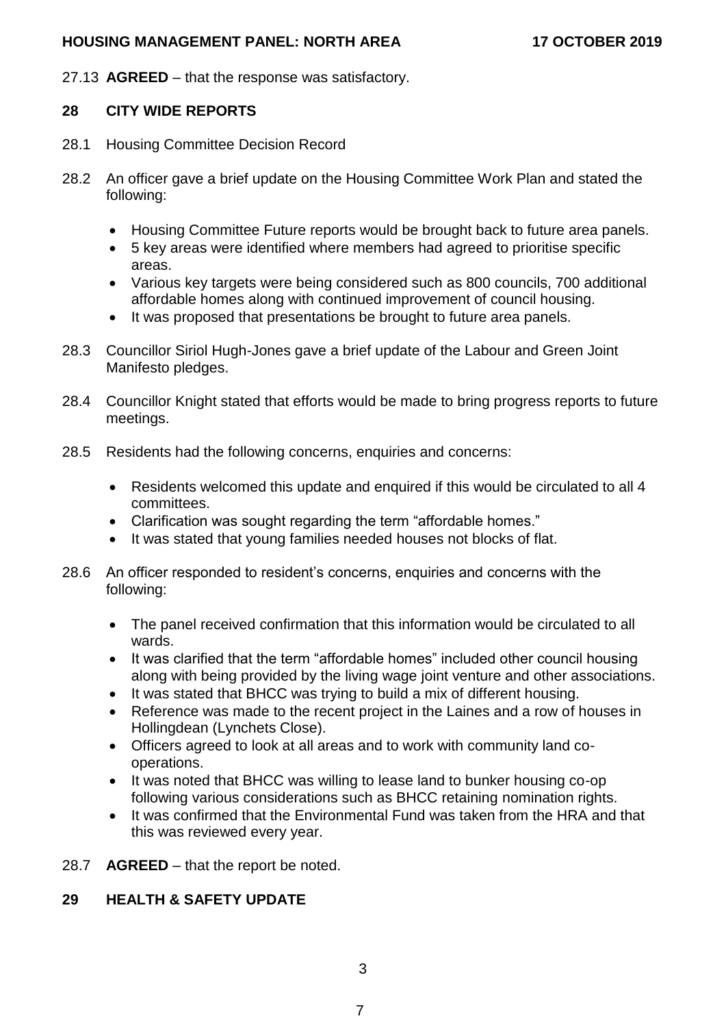27.13 **AGREED** – that the response was satisfactory.

## 28 CITY WIDE REPORTS

28.1 Housing Committee Decision Record

28.2 An officer gave a brief update on the Housing Committee Work Plan and stated the following:

- Housing Committee Future reports would be brought back to future area panels.
- 5 key areas were identified where members had agreed to prioritise specific areas.
- Various key targets were being considered such as 800 councils, 700 additional affordable homes along with continued improvement of council housing.
- It was proposed that presentations be brought to future area panels.

28.3 Councillor Siriol Hugh-Jones gave a brief update of the Labour and Green Joint Manifesto pledges.

28.4 Councillor Knight stated that efforts would be made to bring progress reports to future meetings.

28.5 Residents had the following concerns, enquiries and concerns:

- Residents welcomed this update and enquired if this would be circulated to all 4 committees.
- Clarification was sought regarding the term "affordable homes."
- It was stated that young families needed houses not blocks of flat.

28.6 An officer responded to resident's concerns, enquiries and concerns with the following:

- The panel received confirmation that this information would be circulated to all wards.
- It was clarified that the term "affordable homes" included other council housing along with being provided by the living wage joint venture and other associations.
- It was stated that BHCC was trying to build a mix of different housing.
- Reference was made to the recent project in the Laines and a row of houses in Hollingdean (Lynchets Close).
- Officers agreed to look at all areas and to work with community land co-operations.
- It was noted that BHCC was willing to lease land to bunker housing co-op following various considerations such as BHCC retaining nomination rights.
- It was confirmed that the Environmental Fund was taken from the HRA and that this was reviewed every year.

28.7 **AGREED** – that the report be noted.

## 29 HEALTH & SAFETY UPDATE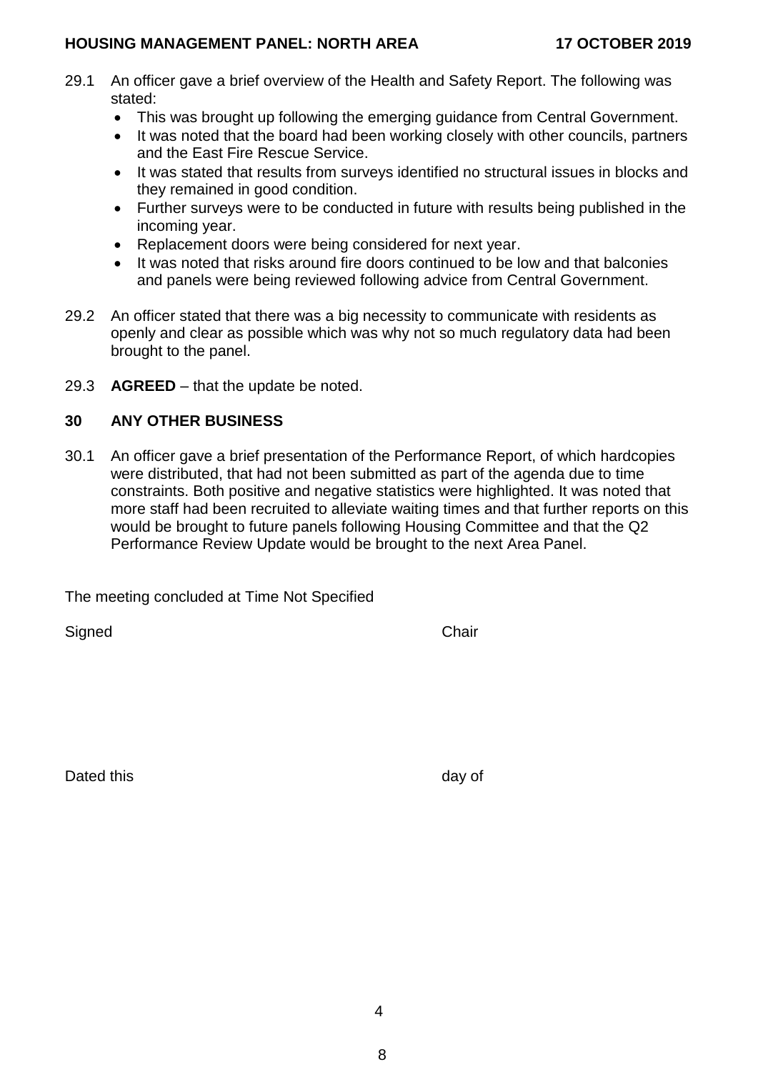29.1 An officer gave a brief overview of the Health and Safety Report. The following was stated:

- This was brought up following the emerging guidance from Central Government.
- It was noted that the board had been working closely with other councils, partners and the East Fire Rescue Service.
- It was stated that results from surveys identified no structural issues in blocks and they remained in good condition.
- Further surveys were to be conducted in future with results being published in the incoming year.
- Replacement doors were being considered for next year.
- It was noted that risks around fire doors continued to be low and that balconies and panels were being reviewed following advice from Central Government.

29.2 An officer stated that there was a big necessity to communicate with residents as openly and clear as possible which was why not so much regulatory data had been brought to the panel.

29.3 **AGREED** – that the update be noted.

## 30 ANY OTHER BUSINESS

30.1 An officer gave a brief presentation of the Performance Report, of which hardcopies were distributed, that had not been submitted as part of the agenda due to time constraints. Both positive and negative statistics were highlighted. It was noted that more staff had been recruited to alleviate waiting times and that further reports on this would be brought to future panels following Housing Committee and that the Q2 Performance Review Update would be brought to the next Area Panel.

The meeting concluded at Time Not Specified

Signed Chair

Dated this day of